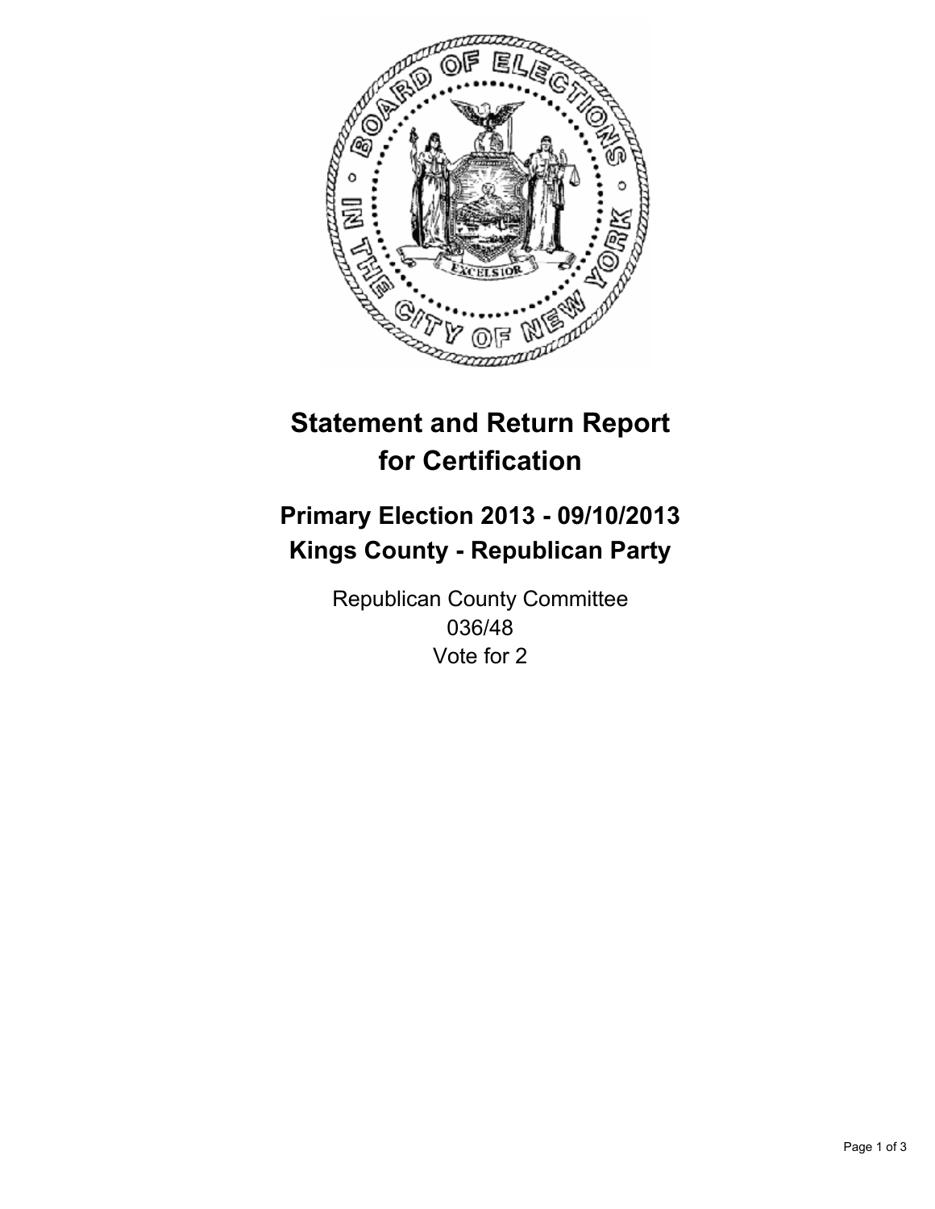# Statement and Return Report for Certification

## Primary Election 2013 - 09/10/2013
## Kings County - Republican Party

Republican County Committee
036/48
Vote for 2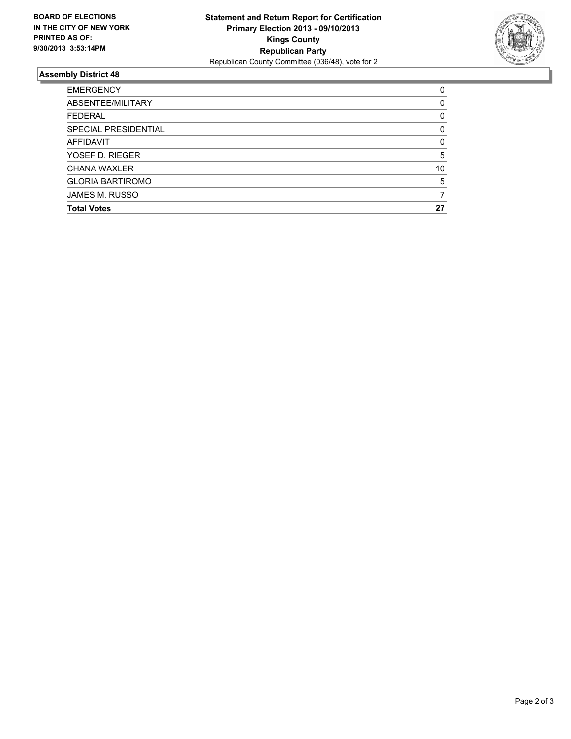**BOARD OF ELECTIONS IN THE CITY OF NEW YORK PRINTED AS OF: 9/30/2013 3:53:14PM**

**Statement and Return Report for Certification**
**Primary Election 2013 - 09/10/2013**
**Kings County**
**Republican Party**
Republican County Committee (036/48), vote for 2

## Assembly District 48

| | |
|---|---|
| EMERGENCY | 0 |
| ABSENTEE/MILITARY | 0 |
| FEDERAL | 0 |
| SPECIAL PRESIDENTIAL | 0 |
| AFFIDAVIT | 0 |
| YOSEF D. RIEGER | 5 |
| CHANA WAXLER | 10 |
| GLORIA BARTIROMO | 5 |
| JAMES M. RUSSO | 7 |
| **Total Votes** | **27** |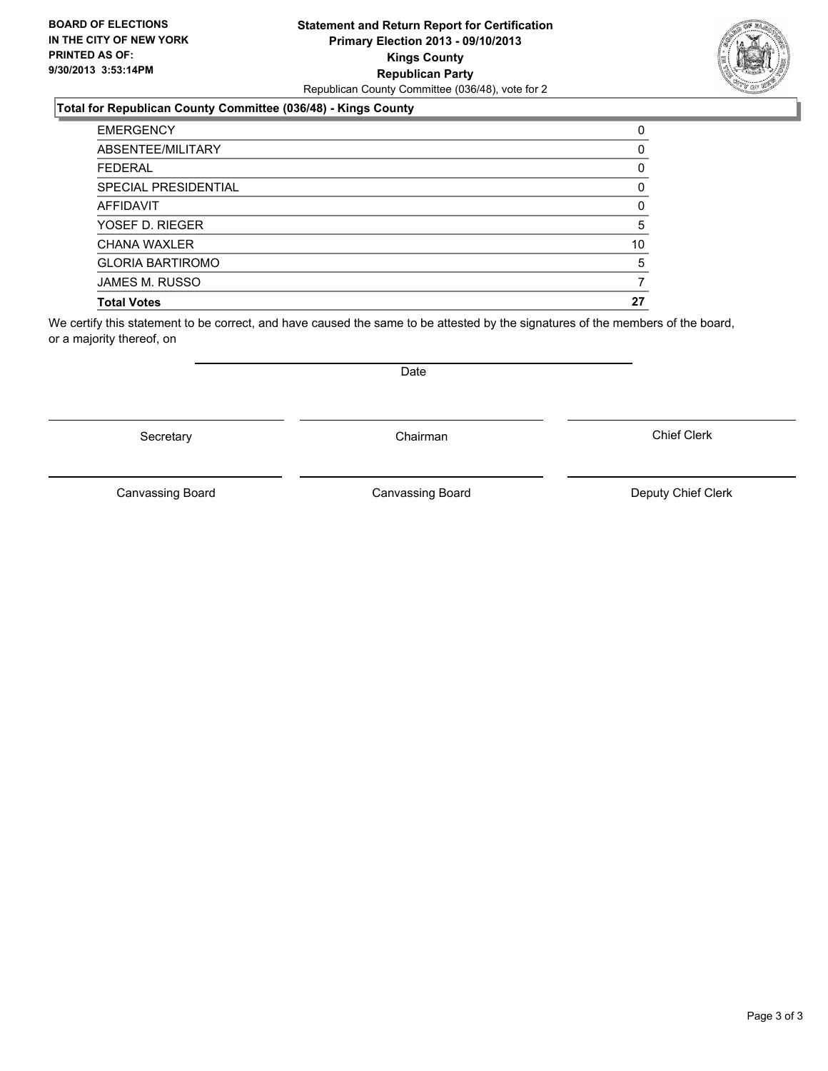**BOARD OF ELECTIONS IN THE CITY OF NEW YORK PRINTED AS OF: 9/30/2013 3:53:14PM**

**Statement and Return Report for Certification**
**Primary Election 2013 - 09/10/2013**
**Kings County**
**Republican Party**
Republican County Committee (036/48), vote for 2

### Total for Republican County Committee (036/48) - Kings County

| | |
|---|---|
| EMERGENCY | 0 |
| ABSENTEE/MILITARY | 0 |
| FEDERAL | 0 |
| SPECIAL PRESIDENTIAL | 0 |
| AFFIDAVIT | 0 |
| YOSEF D. RIEGER | 5 |
| CHANA WAXLER | 10 |
| GLORIA BARTIROMO | 5 |
| JAMES M. RUSSO | 7 |
| **Total Votes** | **27** |

We certify this statement to be correct, and have caused the same to be attested by the signatures of the members of the board, or a majority thereof, on

Date

Secretary | Chairman | Chief Clerk

Canvassing Board | Canvassing Board | Deputy Chief Clerk